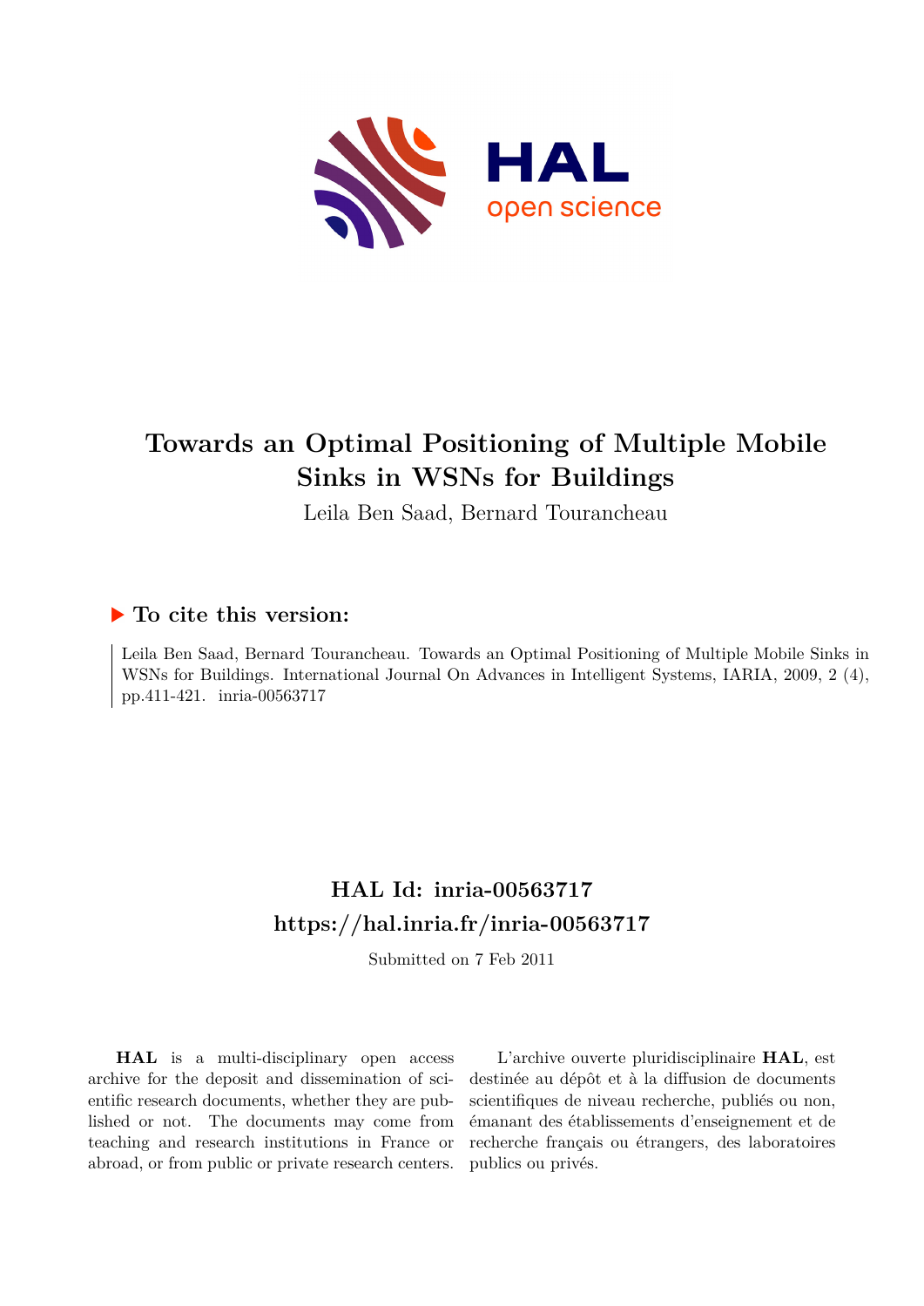# Towards an Optimal Positioning of Multiple Mobile Sinks in WSNs for Buildings

Leila Ben Saad, Bernard Tourancheau

## ▶ To cite this version:

Leila Ben Saad, Bernard Tourancheau. Towards an Optimal Positioning of Multiple Mobile Sinks in WSNs for Buildings. International Journal On Advances in Intelligent Systems, IARIA, 2009, 2 (4), pp.411-421. inria-00563717

## HAL Id: inria-00563717

## https://hal.inria.fr/inria-00563717

Submitted on 7 Feb 2011

**HAL** is a multi-disciplinary open access archive for the deposit and dissemination of scientific research documents, whether they are published or not. The documents may come from teaching and research institutions in France or abroad, or from public or private research centers.

L'archive ouverte pluridisciplinaire **HAL**, est destinée au dépôt et à la diffusion de documents scientifiques de niveau recherche, publiés ou non, émanant des établissements d'enseignement et de recherche français ou étrangers, des laboratoires publics ou privés.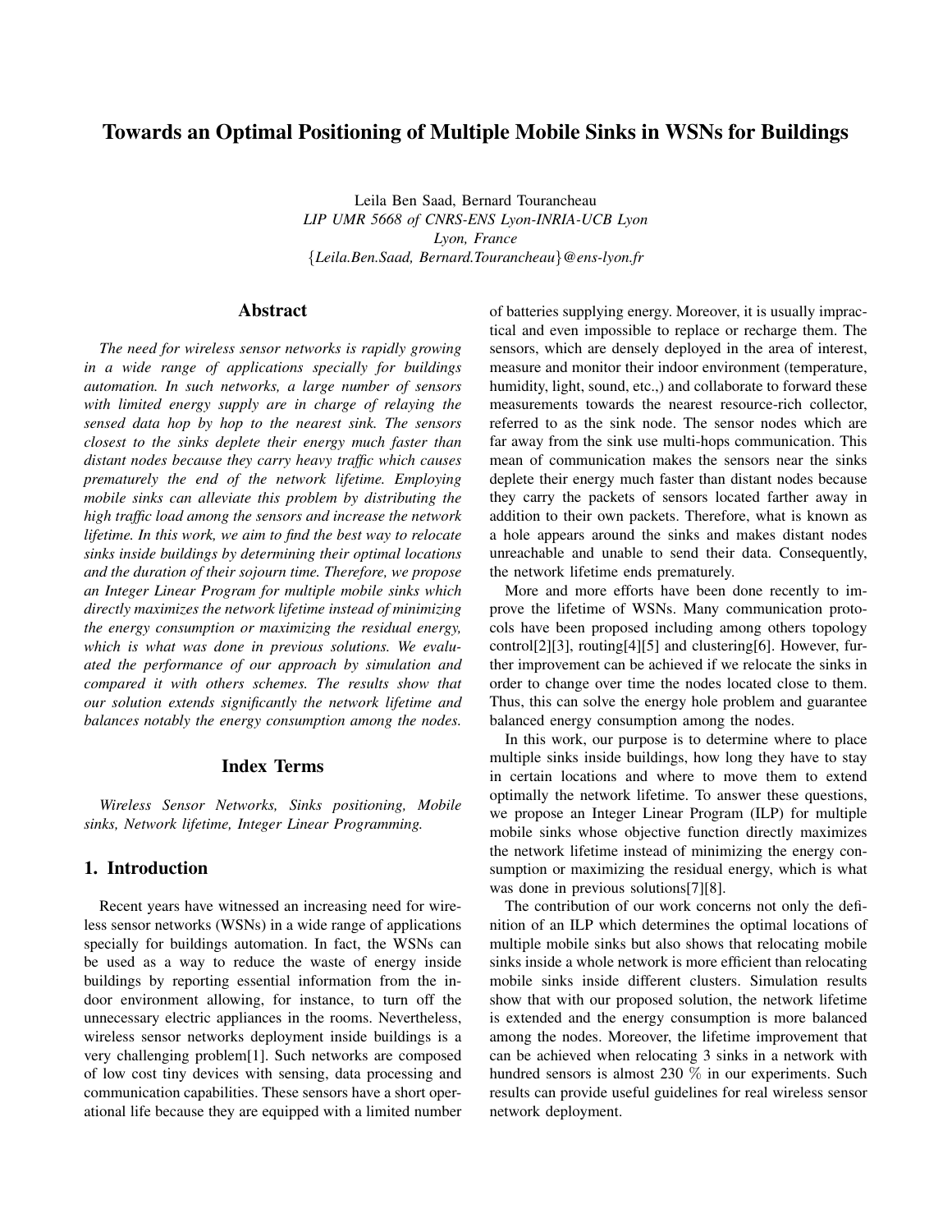# Towards an Optimal Positioning of Multiple Mobile Sinks in WSNs for Buildings

Leila Ben Saad, Bernard Tourancheau
*LIP UMR 5668 of CNRS-ENS Lyon-INRIA-UCB Lyon*
*Lyon, France*
{*Leila.Ben.Saad, Bernard.Tourancheau*}*@ens-lyon.fr*

## Abstract

*The need for wireless sensor networks is rapidly growing in a wide range of applications specially for buildings automation. In such networks, a large number of sensors with limited energy supply are in charge of relaying the sensed data hop by hop to the nearest sink. The sensors closest to the sinks deplete their energy much faster than distant nodes because they carry heavy traffic which causes prematurely the end of the network lifetime. Employing mobile sinks can alleviate this problem by distributing the high traffic load among the sensors and increase the network lifetime. In this work, we aim to find the best way to relocate sinks inside buildings by determining their optimal locations and the duration of their sojourn time. Therefore, we propose an Integer Linear Program for multiple mobile sinks which directly maximizes the network lifetime instead of minimizing the energy consumption or maximizing the residual energy, which is what was done in previous solutions. We evaluated the performance of our approach by simulation and compared it with others schemes. The results show that our solution extends significantly the network lifetime and balances notably the energy consumption among the nodes.*

## Index Terms

*Wireless Sensor Networks, Sinks positioning, Mobile sinks, Network lifetime, Integer Linear Programming.*

## 1. Introduction

Recent years have witnessed an increasing need for wireless sensor networks (WSNs) in a wide range of applications specially for buildings automation. In fact, the WSNs can be used as a way to reduce the waste of energy inside buildings by reporting essential information from the indoor environment allowing, for instance, to turn off the unnecessary electric appliances in the rooms. Nevertheless, wireless sensor networks deployment inside buildings is a very challenging problem[1]. Such networks are composed of low cost tiny devices with sensing, data processing and communication capabilities. These sensors have a short operational life because they are equipped with a limited number of batteries supplying energy. Moreover, it is usually impractical and even impossible to replace or recharge them. The sensors, which are densely deployed in the area of interest, measure and monitor their indoor environment (temperature, humidity, light, sound, etc.,) and collaborate to forward these measurements towards the nearest resource-rich collector, referred to as the sink node. The sensor nodes which are far away from the sink use multi-hops communication. This mean of communication makes the sensors near the sinks deplete their energy much faster than distant nodes because they carry the packets of sensors located farther away in addition to their own packets. Therefore, what is known as a hole appears around the sinks and makes distant nodes unreachable and unable to send their data. Consequently, the network lifetime ends prematurely.

More and more efforts have been done recently to improve the lifetime of WSNs. Many communication protocols have been proposed including among others topology control[2][3], routing[4][5] and clustering[6]. However, further improvement can be achieved if we relocate the sinks in order to change over time the nodes located close to them. Thus, this can solve the energy hole problem and guarantee balanced energy consumption among the nodes.

In this work, our purpose is to determine where to place multiple sinks inside buildings, how long they have to stay in certain locations and where to move them to extend optimally the network lifetime. To answer these questions, we propose an Integer Linear Program (ILP) for multiple mobile sinks whose objective function directly maximizes the network lifetime instead of minimizing the energy consumption or maximizing the residual energy, which is what was done in previous solutions[7][8].

The contribution of our work concerns not only the definition of an ILP which determines the optimal locations of multiple mobile sinks but also shows that relocating mobile sinks inside a whole network is more efficient than relocating mobile sinks inside different clusters. Simulation results show that with our proposed solution, the network lifetime is extended and the energy consumption is more balanced among the nodes. Moreover, the lifetime improvement that can be achieved when relocating 3 sinks in a network with hundred sensors is almost 230 % in our experiments. Such results can provide useful guidelines for real wireless sensor network deployment.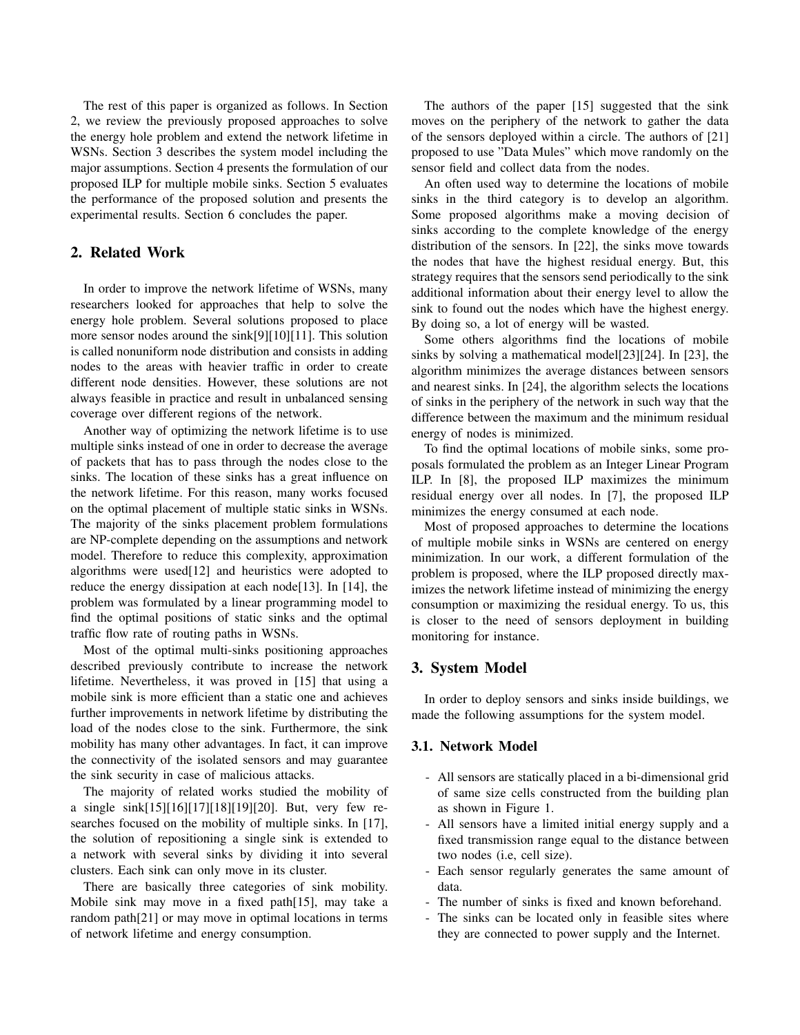The rest of this paper is organized as follows. In Section 2, we review the previously proposed approaches to solve the energy hole problem and extend the network lifetime in WSNs. Section 3 describes the system model including the major assumptions. Section 4 presents the formulation of our proposed ILP for multiple mobile sinks. Section 5 evaluates the performance of the proposed solution and presents the experimental results. Section 6 concludes the paper.

## 2. Related Work

In order to improve the network lifetime of WSNs, many researchers looked for approaches that help to solve the energy hole problem. Several solutions proposed to place more sensor nodes around the sink[9][10][11]. This solution is called nonuniform node distribution and consists in adding nodes to the areas with heavier traffic in order to create different node densities. However, these solutions are not always feasible in practice and result in unbalanced sensing coverage over different regions of the network.

Another way of optimizing the network lifetime is to use multiple sinks instead of one in order to decrease the average of packets that has to pass through the nodes close to the sinks. The location of these sinks has a great influence on the network lifetime. For this reason, many works focused on the optimal placement of multiple static sinks in WSNs. The majority of the sinks placement problem formulations are NP-complete depending on the assumptions and network model. Therefore to reduce this complexity, approximation algorithms were used[12] and heuristics were adopted to reduce the energy dissipation at each node[13]. In [14], the problem was formulated by a linear programming model to find the optimal positions of static sinks and the optimal traffic flow rate of routing paths in WSNs.

Most of the optimal multi-sinks positioning approaches described previously contribute to increase the network lifetime. Nevertheless, it was proved in [15] that using a mobile sink is more efficient than a static one and achieves further improvements in network lifetime by distributing the load of the nodes close to the sink. Furthermore, the sink mobility has many other advantages. In fact, it can improve the connectivity of the isolated sensors and may guarantee the sink security in case of malicious attacks.

The majority of related works studied the mobility of a single sink[15][16][17][18][19][20]. But, very few researches focused on the mobility of multiple sinks. In [17], the solution of repositioning a single sink is extended to a network with several sinks by dividing it into several clusters. Each sink can only move in its cluster.

There are basically three categories of sink mobility. Mobile sink may move in a fixed path[15], may take a random path[21] or may move in optimal locations in terms of network lifetime and energy consumption.

The authors of the paper [15] suggested that the sink moves on the periphery of the network to gather the data of the sensors deployed within a circle. The authors of [21] proposed to use "Data Mules" which move randomly on the sensor field and collect data from the nodes.

An often used way to determine the locations of mobile sinks in the third category is to develop an algorithm. Some proposed algorithms make a moving decision of sinks according to the complete knowledge of the energy distribution of the sensors. In [22], the sinks move towards the nodes that have the highest residual energy. But, this strategy requires that the sensors send periodically to the sink additional information about their energy level to allow the sink to found out the nodes which have the highest energy. By doing so, a lot of energy will be wasted.

Some others algorithms find the locations of mobile sinks by solving a mathematical model[23][24]. In [23], the algorithm minimizes the average distances between sensors and nearest sinks. In [24], the algorithm selects the locations of sinks in the periphery of the network in such way that the difference between the maximum and the minimum residual energy of nodes is minimized.

To find the optimal locations of mobile sinks, some proposals formulated the problem as an Integer Linear Program ILP. In [8], the proposed ILP maximizes the minimum residual energy over all nodes. In [7], the proposed ILP minimizes the energy consumed at each node.

Most of proposed approaches to determine the locations of multiple mobile sinks in WSNs are centered on energy minimization. In our work, a different formulation of the problem is proposed, where the ILP proposed directly maximizes the network lifetime instead of minimizing the energy consumption or maximizing the residual energy. To us, this is closer to the need of sensors deployment in building monitoring for instance.

## 3. System Model

In order to deploy sensors and sinks inside buildings, we made the following assumptions for the system model.

### 3.1. Network Model

- All sensors are statically placed in a bi-dimensional grid of same size cells constructed from the building plan as shown in Figure 1.
- All sensors have a limited initial energy supply and a fixed transmission range equal to the distance between two nodes (i.e, cell size).
- Each sensor regularly generates the same amount of data.
- The number of sinks is fixed and known beforehand.
- The sinks can be located only in feasible sites where they are connected to power supply and the Internet.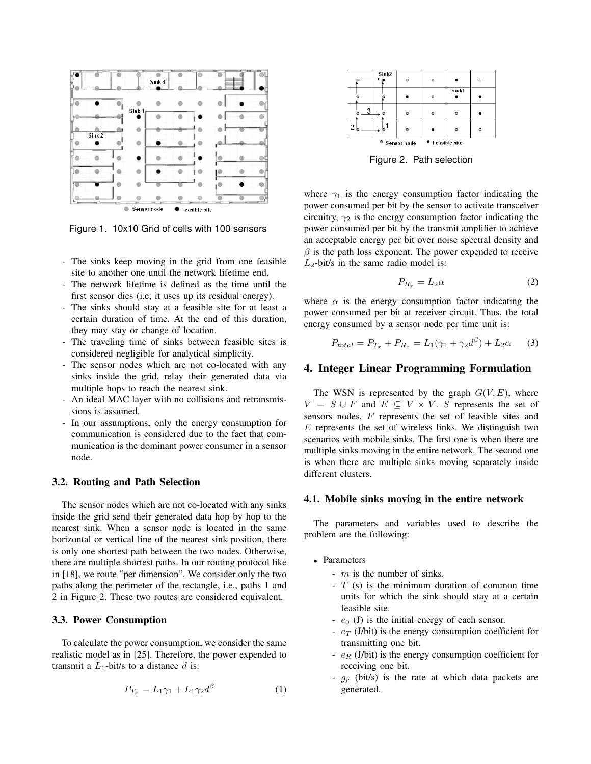Figure 1. 10x10 Grid of cells with 100 sensors

- The sinks keep moving in the grid from one feasible site to another one until the network lifetime end.
- The network lifetime is defined as the time until the first sensor dies (i.e, it uses up its residual energy).
- The sinks should stay at a feasible site for at least a certain duration of time. At the end of this duration, they may stay or change of location.
- The traveling time of sinks between feasible sites is considered negligible for analytical simplicity.
- The sensor nodes which are not co-located with any sinks inside the grid, relay their generated data via multiple hops to reach the nearest sink.
- An ideal MAC layer with no collisions and retransmissions is assumed.
- In our assumptions, only the energy consumption for communication is considered due to the fact that communication is the dominant power consumer in a sensor node.

### 3.2. Routing and Path Selection

The sensor nodes which are not co-located with any sinks inside the grid send their generated data hop by hop to the nearest sink. When a sensor node is located in the same horizontal or vertical line of the nearest sink position, there is only one shortest path between the two nodes. Otherwise, there are multiple shortest paths. In our routing protocol like in [18], we route "per dimension". We consider only the two paths along the perimeter of the rectangle, i.e., paths 1 and 2 in Figure 2. These two routes are considered equivalent.

### 3.3. Power Consumption

To calculate the power consumption, we consider the same realistic model as in [25]. Therefore, the power expended to transmit a $L_1$-bit/s to a distance $d$ is:

$$P_{T_x} = L_1\gamma_1 + L_1\gamma_2 d^{\beta} \tag{1}$$

Figure 2. Path selection

where $\gamma_1$ is the energy consumption factor indicating the power consumed per bit by the sensor to activate transceiver circuitry, $\gamma_2$ is the energy consumption factor indicating the power consumed per bit by the transmit amplifier to achieve an acceptable energy per bit over noise spectral density and $\beta$ is the path loss exponent. The power expended to receive $L_2$-bit/s in the same radio model is:

$$P_{R_x} = L_2\alpha \tag{2}$$

where $\alpha$ is the energy consumption factor indicating the power consumed per bit at receiver circuit. Thus, the total energy consumed by a sensor node per time unit is:

$$P_{total} = P_{T_x} + P_{R_x} = L_1(\gamma_1 + \gamma_2 d^{\beta}) + L_2\alpha \tag{3}$$

## 4. Integer Linear Programming Formulation

The WSN is represented by the graph $G(V, E)$, where $V = S \cup F$ and $E \subseteq V \times V$. $S$ represents the set of sensors nodes, $F$ represents the set of feasible sites and $E$ represents the set of wireless links. We distinguish two scenarios with mobile sinks. The first one is when there are multiple sinks moving in the entire network. The second one is when there are multiple sinks moving separately inside different clusters.

### 4.1. Mobile sinks moving in the entire network

The parameters and variables used to describe the problem are the following:

- Parameters
  - $m$ is the number of sinks.
  - $T$ (s) is the minimum duration of common time units for which the sink should stay at a certain feasible site.
  - $e_0$ (J) is the initial energy of each sensor.
  - $e_T$ (J/bit) is the energy consumption coefficient for transmitting one bit.
  - $e_R$ (J/bit) is the energy consumption coefficient for receiving one bit.
  - $g_r$ (bit/s) is the rate at which data packets are generated.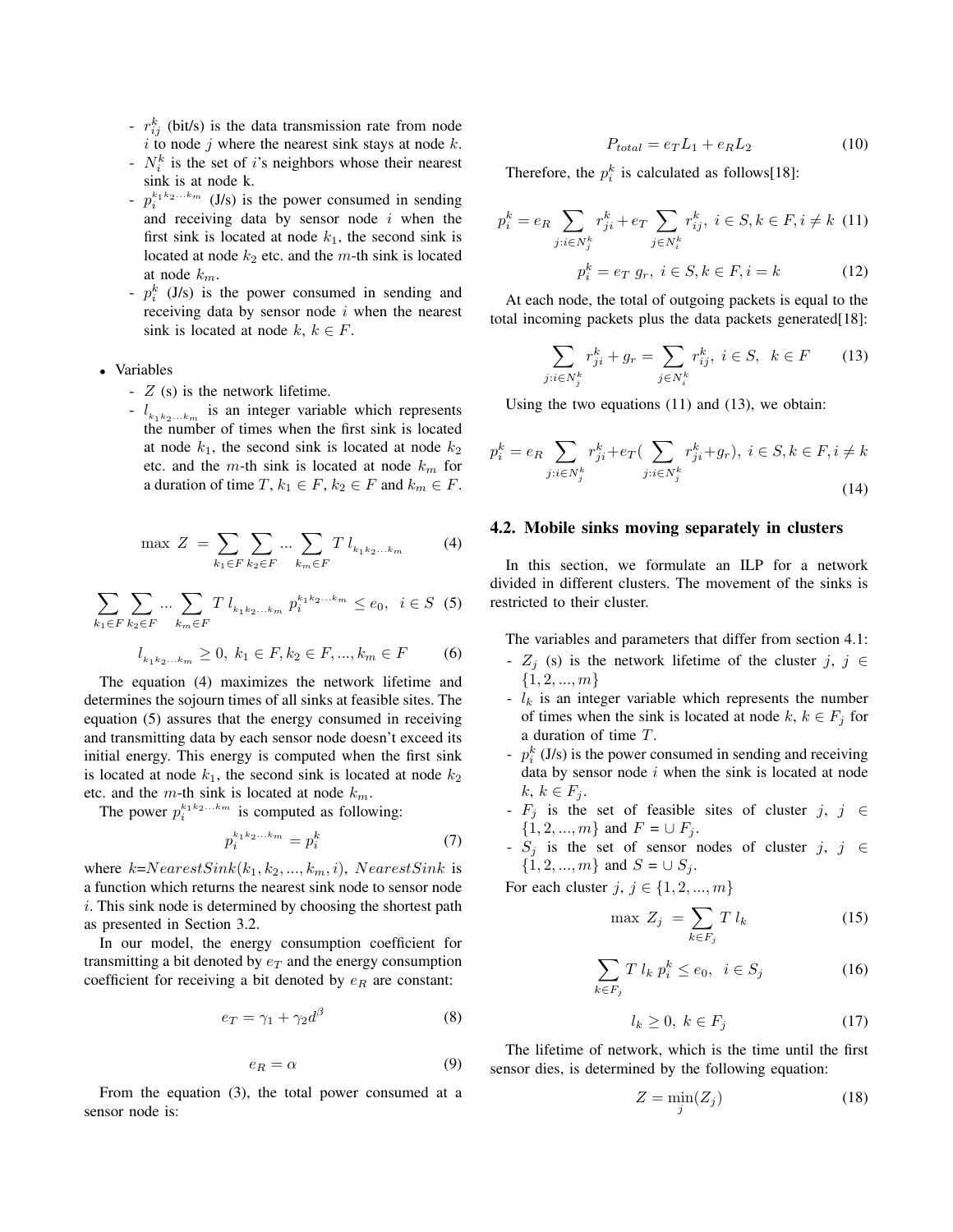- $r_{ij}^k$ (bit/s) is the data transmission rate from node $i$ to node $j$ where the nearest sink stays at node $k$.
- $N_i^k$ is the set of $i$'s neighbors whose their nearest sink is at node k.
- $p_i^{k_1 k_2 \ldots k_m}$ (J/s) is the power consumed in sending and receiving data by sensor node $i$ when the first sink is located at node $k_1$, the second sink is located at node $k_2$ etc. and the $m$-th sink is located at node $k_m$.
- $p_i^k$ (J/s) is the power consumed in sending and receiving data by sensor node $i$ when the nearest sink is located at node $k$, $k \in F$.

- Variables
  - $Z$ (s) is the network lifetime.
  - $l_{k_1 k_2 \ldots k_m}$ is an integer variable which represents the number of times when the first sink is located at node $k_1$, the second sink is located at node $k_2$ etc. and the $m$-th sink is located at node $k_m$ for a duration of time $T$, $k_1 \in F$, $k_2 \in F$ and $k_m \in F$.

$$\max \ Z \ = \sum_{k_1 \in F} \sum_{k_2 \in F} \ldots \sum_{k_m \in F} T \ l_{k_1 k_2 \ldots k_m} \tag{4}$$

$$\sum_{k_1 \in F} \sum_{k_2 \in F} \ldots \sum_{k_m \in F} T \ l_{k_1 k_2 \ldots k_m} \ p_i^{k_1 k_2 \ldots k_m} \leq e_0, \ \ i \in S \tag{5}$$

$$l_{k_1 k_2 \ldots k_m} \geq 0, \ k_1 \in F, k_2 \in F, ..., k_m \in F \tag{6}$$

The equation (4) maximizes the network lifetime and determines the sojourn times of all sinks at feasible sites. The equation (5) assures that the energy consumed in receiving and transmitting data by each sensor node doesn't exceed its initial energy. This energy is computed when the first sink is located at node $k_1$, the second sink is located at node $k_2$ etc. and the $m$-th sink is located at node $k_m$.

The power $p_i^{k_1 k_2 \ldots k_m}$ is computed as following:

$$p_i^{k_1 k_2 \ldots k_m} = p_i^k \tag{7}$$

where $k$=$NearestSink(k_1, k_2, ..., k_m, i)$, $NearestSink$ is a function which returns the nearest sink node to sensor node $i$. This sink node is determined by choosing the shortest path as presented in Section 3.2.

In our model, the energy consumption coefficient for transmitting a bit denoted by $e_T$ and the energy consumption coefficient for receiving a bit denoted by $e_R$ are constant:

$$e_T = \gamma_1 + \gamma_2 d^\beta \tag{8}$$

$$e_R = \alpha \tag{9}$$

From the equation (3), the total power consumed at a sensor node is:

$$P_{total} = e_T L_1 + e_R L_2 \tag{10}$$

Therefore, the $p_i^k$ is calculated as follows[18]:

$$p_i^k = e_R \sum_{j: i \in N_j^k} r_{ji}^k + e_T \sum_{j \in N_i^k} r_{ij}^k, \ i \in S, k \in F, i \neq k \tag{11}$$

$$p_i^k = e_T \ g_r, \ i \in S, k \in F, i = k \tag{12}$$

At each node, the total of outgoing packets is equal to the total incoming packets plus the data packets generated[18]:

$$\sum_{j: i \in N_j^k} r_{ji}^k + g_r = \sum_{j \in N_i^k} r_{ij}^k, \ i \in S, \ \ k \in F \tag{13}$$

Using the two equations (11) and (13), we obtain:

$$p_i^k = e_R \sum_{j: i \in N_j^k} r_{ji}^k + e_T \Big( \sum_{j: i \in N_j^k} r_{ji}^k + g_r \Big), \ i \in S, k \in F, i \neq k \tag{14}$$

### 4.2. Mobile sinks moving separately in clusters

In this section, we formulate an ILP for a network divided in different clusters. The movement of the sinks is restricted to their cluster.

The variables and parameters that differ from section 4.1:

- $Z_j$ (s) is the network lifetime of the cluster $j$, $j \in \{1, 2, ..., m\}$
- $l_k$ is an integer variable which represents the number of times when the sink is located at node $k$, $k \in F_j$ for a duration of time $T$.
- $p_i^k$ (J/s) is the power consumed in sending and receiving data by sensor node $i$ when the sink is located at node $k$, $k \in F_j$.
- $F_j$ is the set of feasible sites of cluster $j$, $j \in \{1, 2, ..., m\}$ and $F = \cup F_j$.
- $S_j$ is the set of sensor nodes of cluster $j$, $j \in \{1, 2, ..., m\}$ and $S = \cup S_j$.

For each cluster $j$, $j \in \{1, 2, ..., m\}$

$$\max \ Z_j \ = \sum_{k \in F_j} T \ l_k \tag{15}$$

$$\sum_{k \in F_j} T \ l_k \ p_i^k \leq e_0, \ \ i \in S_j \tag{16}$$

$$l_k \geq 0, \ k \in F_j \tag{17}$$

The lifetime of network, which is the time until the first sensor dies, is determined by the following equation:

$$Z = \min_j (Z_j) \tag{18}$$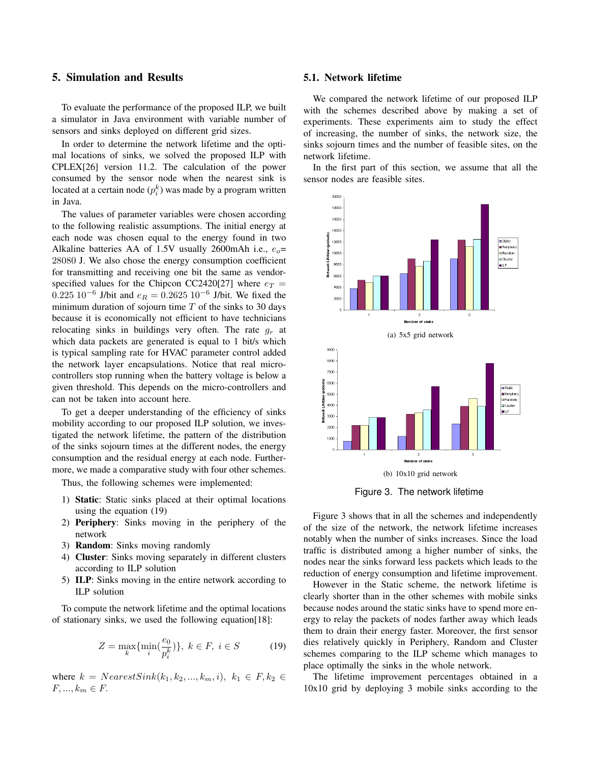## 5. Simulation and Results

To evaluate the performance of the proposed ILP, we built a simulator in Java environment with variable number of sensors and sinks deployed on different grid sizes.

In order to determine the network lifetime and the optimal locations of sinks, we solved the proposed ILP with CPLEX[26] version 11.2. The calculation of the power consumed by the sensor node when the nearest sink is located at a certain node ($p_i^k$) was made by a program written in Java.

The values of parameter variables were chosen according to the following realistic assumptions. The initial energy at each node was chosen equal to the energy found in two Alkaline batteries AA of 1.5V usually 2600mAh i.e., $e_o$= 28080 J. We also chose the energy consumption coefficient for transmitting and receiving one bit the same as vendor-specified values for the Chipcon CC2420[27] where $e_T = 0.225\ 10^{-6}$ J/bit and $e_R = 0.2625\ 10^{-6}$ J/bit. We fixed the minimum duration of sojourn time $T$ of the sinks to 30 days because it is economically not efficient to have technicians relocating sinks in buildings very often. The rate $g_r$ at which data packets are generated is equal to 1 bit/s which is typical sampling rate for HVAC parameter control added the network layer encapsulations. Notice that real micro-controllers stop running when the battery voltage is below a given threshold. This depends on the micro-controllers and can not be taken into account here.

To get a deeper understanding of the efficiency of sinks mobility according to our proposed ILP solution, we investigated the network lifetime, the pattern of the distribution of the sinks sojourn times at the different nodes, the energy consumption and the residual energy at each node. Furthermore, we made a comparative study with four other schemes.

Thus, the following schemes were implemented:

1) **Static**: Static sinks placed at their optimal locations using the equation (19)
2) **Periphery**: Sinks moving in the periphery of the network
3) **Random**: Sinks moving randomly
4) **Cluster**: Sinks moving separately in different clusters according to ILP solution
5) **ILP**: Sinks moving in the entire network according to ILP solution

To compute the network lifetime and the optimal locations of stationary sinks, we used the following equation[18]:

$$Z = \max_k \{\min_i (\frac{e_0}{p_i^k})\},\ k \in F,\ i \in S \qquad (19)$$

where $k = NearestSink(k_1, k_2, ..., k_m, i),\ k_1 \in F, k_2 \in F, ..., k_m \in F$.

### 5.1. Network lifetime

We compared the network lifetime of our proposed ILP with the schemes described above by making a set of experiments. These experiments aim to study the effect of increasing, the number of sinks, the network size, the sinks sojourn times and the number of feasible sites, on the network lifetime.

In the first part of this section, we assume that all the sensor nodes are feasible sites.

(a) 5x5 grid network

(b) 10x10 grid network

Figure 3. The network lifetime

Figure 3 shows that in all the schemes and independently of the size of the network, the network lifetime increases notably when the number of sinks increases. Since the load traffic is distributed among a higher number of sinks, the nodes near the sinks forward less packets which leads to the reduction of energy consumption and lifetime improvement.

However in the Static scheme, the network lifetime is clearly shorter than in the other schemes with mobile sinks because nodes around the static sinks have to spend more energy to relay the packets of nodes farther away which leads them to drain their energy faster. Moreover, the first sensor dies relatively quickly in Periphery, Random and Cluster schemes comparing to the ILP scheme which manages to place optimally the sinks in the whole network.

The lifetime improvement percentages obtained in a 10x10 grid by deploying 3 mobile sinks according to the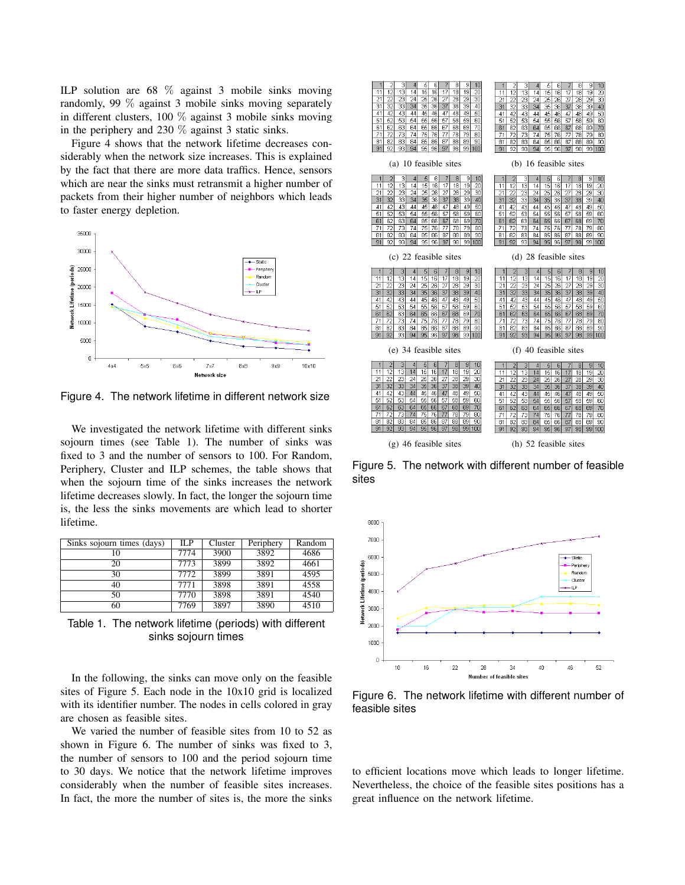ILP solution are 68 % against 3 mobile sinks moving randomly, 99 % against 3 mobile sinks moving separately in different clusters, 100 % against 3 mobile sinks moving in the periphery and 230 % against 3 static sinks.

Figure 4 shows that the network lifetime decreases considerably when the network size increases. This is explained by the fact that there are more data traffics. Hence, sensors which are near the sinks must retransmit a higher number of packets from their higher number of neighbors which leads to faster energy depletion.

Figure 4. The network lifetime in different network size

We investigated the network lifetime with different sinks sojourn times (see Table 1). The number of sinks was fixed to 3 and the number of sensors to 100. For Random, Periphery, Cluster and ILP schemes, the table shows that when the sojourn time of the sinks increases the network lifetime decreases slowly. In fact, the longer the sojourn time is, the less the sinks movements are which lead to shorter lifetime.

| Sinks sojourn times (days) | ILP | Cluster | Periphery | Random |
|---|---|---|---|---|
| 10 | 7774 | 3900 | 3892 | 4686 |
| 20 | 7773 | 3899 | 3892 | 4661 |
| 30 | 7772 | 3899 | 3891 | 4595 |
| 40 | 7771 | 3898 | 3891 | 4558 |
| 50 | 7770 | 3898 | 3891 | 4540 |
| 60 | 7769 | 3897 | 3890 | 4510 |

Table 1. The network lifetime (periods) with different sinks sojourn times

In the following, the sinks can move only on the feasible sites of Figure 5. Each node in the 10x10 grid is localized with its identifier number. The nodes in cells colored in gray are chosen as feasible sites.

We varied the number of feasible sites from 10 to 52 as shown in Figure 6. The number of sinks was fixed to 3, the number of sensors to 100 and the period sojourn time to 30 days. We notice that the network lifetime improves considerably when the number of feasible sites increases. In fact, the more the number of sites is, the more the sinks to efficient locations move which leads to longer lifetime. Nevertheless, the choice of the feasible sites positions has a great influence on the network lifetime.

(a) 10 feasible sites (b) 16 feasible sites

(c) 22 feasible sites (d) 28 feasible sites

(e) 34 feasible sites (f) 40 feasible sites

(g) 46 feasible sites (h) 52 feasible sites

Figure 5. The network with different number of feasible sites

Figure 6. The network lifetime with different number of feasible sites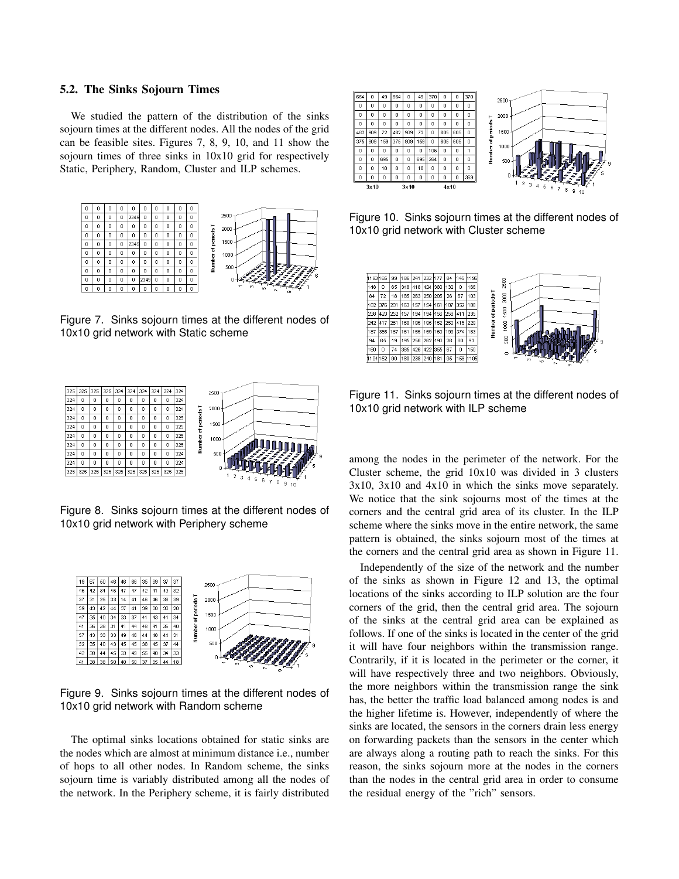### 5.2. The Sinks Sojourn Times

We studied the pattern of the distribution of the sinks sojourn times at the different nodes. All the nodes of the grid can be feasible sites. Figures 7, 8, 9, 10, and 11 show the sojourn times of three sinks in 10x10 grid for respectively Static, Periphery, Random, Cluster and ILP schemes.

| 0 | 0 | 0 | 0 | 0 | 0 | 0 | 0 | 0 | 0 |
|---|---|---|---|---|---|---|---|---|---|
| 0 | 0 | 0 | 0 | 2349 | 0 | 0 | 0 | 0 | 0 |
| 0 | 0 | 0 | 0 | 0 | 0 | 0 | 0 | 0 | 0 |
| 0 | 0 | 0 | 0 | 0 | 0 | 0 | 0 | 0 | 0 |
| 0 | 0 | 0 | 0 | 2349 | 0 | 0 | 0 | 0 | 0 |
| 0 | 0 | 0 | 0 | 0 | 0 | 0 | 0 | 0 | 0 |
| 0 | 0 | 0 | 0 | 0 | 0 | 0 | 0 | 0 | 0 |
| 0 | 0 | 0 | 0 | 0 | 0 | 0 | 0 | 0 | 0 |
| 0 | 0 | 0 | 0 | 0 | 2349 | 0 | 0 | 0 | 0 |
| 0 | 0 | 0 | 0 | 0 | 0 | 0 | 0 | 0 | 0 |

Figure 7. Sinks sojourn times at the different nodes of 10x10 grid network with Static scheme

| 325 | 325 | 325 | 325 | 324 | 324 | 324 | 324 | 324 | 324 |
|---|---|---|---|---|---|---|---|---|---|
| 324 | 0 | 0 | 0 | 0 | 0 | 0 | 0 | 0 | 324 |
| 324 | 0 | 0 | 0 | 0 | 0 | 0 | 0 | 0 | 324 |
| 324 | 0 | 0 | 0 | 0 | 0 | 0 | 0 | 0 | 325 |
| 324 | 0 | 0 | 0 | 0 | 0 | 0 | 0 | 0 | 325 |
| 324 | 0 | 0 | 0 | 0 | 0 | 0 | 0 | 0 | 325 |
| 324 | 0 | 0 | 0 | 0 | 0 | 0 | 0 | 0 | 325 |
| 324 | 0 | 0 | 0 | 0 | 0 | 0 | 0 | 0 | 324 |
| 324 | 0 | 0 | 0 | 0 | 0 | 0 | 0 | 0 | 324 |
| 325 | 325 | 325 | 325 | 325 | 325 | 325 | 325 | 325 | 325 |

Figure 8. Sinks sojourn times at the different nodes of 10x10 grid network with Periphery scheme

| 19 | 67 | 50 | 46 | 46 | 68 | 35 | 29 | 37 | 37 |
|---|---|---|---|---|---|---|---|---|---|
| 45 | 42 | 34 | 45 | 47 | 47 | 42 | 41 | 43 | 32 |
| 37 | 31 | 25 | 33 | 14 | 41 | 45 | 46 | 38 | 39 |
| 39 | 43 | 42 | 44 | 57 | 41 | 39 | 38 | 33 | 28 |
| 47 | 35 | 40 | 34 | 33 | 37 | 41 | 43 | 41 | 34 |
| 41 | 36 | 38 | 31 | 41 | 44 | 48 | 41 | 35 | 40 |
| 57 | 43 | 33 | 33 | 49 | 46 | 44 | 48 | 44 | 31 |
| 32 | 35 | 40 | 43 | 45 | 45 | 38 | 45 | 37 | 44 |
| 42 | 38 | 44 | 45 | 33 | 49 | 55 | 40 | 34 | 33 |
| 41 | 38 | 38 | 50 | 40 | 50 | 37 | 35 | 44 | 18 |

Figure 9. Sinks sojourn times at the different nodes of 10x10 grid network with Random scheme

The optimal sinks locations obtained for static sinks are the nodes which are almost at minimum distance i.e., number of hops to all other nodes. In Random scheme, the sinks sojourn time is variably distributed among all the nodes of the network. In the Periphery scheme, it is fairly distributed

| 664 | 0 | 49 | 664 | 0 | 49 | 370 | 0 | 0 | 370 |
|---|---|---|---|---|---|---|---|---|---|
| 0 | 0 | 0 | 0 | 0 | 0 | 0 | 0 | 0 | 0 |
| 0 | 0 | 0 | 0 | 0 | 0 | 0 | 0 | 0 | 0 |
| 0 | 0 | 0 | 0 | 0 | 0 | 0 | 0 | 0 | 0 |
| 462 | 909 | 72 | 462 | 909 | 72 | 0 | 605 | 605 | 0 |
| 375 | 909 | 159 | 375 | 909 | 159 | 0 | 605 | 605 | 0 |
| 0 | 0 | 0 | 0 | 0 | 0 | 105 | 0 | 0 | 1 |
| 0 | 0 | 695 | 0 | 0 | 695 | 264 | 0 | 0 | 0 |
| 0 | 0 | 18 | 0 | 0 | 18 | 0 | 0 | 0 | 0 |
| 0 | 0 | 0 | 0 | 0 | 0 | 0 | 0 | 0 | 369 |
| 3x10 | | | 3x10 | | | 4x10 | | | |

Figure 10. Sinks sojourn times at the different nodes of 10x10 grid network with Cluster scheme

| 1193 | 165 | 99 | 186 | 241 | 232 | 177 | 94 | 145 | 1195 |
|---|---|---|---|---|---|---|---|---|---|
| 148 | 0 | 65 | 348 | 418 | 424 | 380 | 132 | 0 | 166 |
| 84 | 72 | 18 | 165 | 263 | 250 | 205 | 26 | 67 | 103 |
| 162 | 376 | 201 | 153 | 157 | 154 | 161 | 187 | 352 | 186 |
| 238 | 423 | 252 | 157 | 194 | 194 | 158 | 259 | 411 | 235 |
| 242 | 417 | 261 | 160 | 195 | 195 | 152 | 250 | 415 | 229 |
| 187 | 355 | 187 | 161 | 155 | 159 | 160 | 199 | 374 | 183 |
| 94 | 65 | 19 | 195 | 256 | 262 | 190 | 26 | 80 | 93 |
| 160 | 0 | 74 | 365 | 426 | 422 | 355 | 67 | 0 | 150 |
| 1194 | 152 | 90 | 180 | 238 | 240 | 181 | 95 | 158 | 1195 |

Figure 11. Sinks sojourn times at the different nodes of 10x10 grid network with ILP scheme

among the nodes in the perimeter of the network. For the Cluster scheme, the grid 10x10 was divided in 3 clusters 3x10, 3x10 and 4x10 in which the sinks move separately. We notice that the sink sojourns most of the times at the corners and the central grid area of its cluster. In the ILP scheme where the sinks move in the entire network, the same pattern is obtained, the sinks sojourn most of the times at the corners and the central grid area as shown in Figure 11.

Independently of the size of the network and the number of the sinks as shown in Figure 12 and 13, the optimal locations of the sinks according to ILP solution are the four corners of the grid, then the central grid area. The sojourn of the sinks at the central grid area can be explained as follows. If one of the sinks is located in the center of the grid it will have four neighbors within the transmission range. Contrarily, if it is located in the perimeter or the corner, it will have respectively three and two neighbors. Obviously, the more neighbors within the transmission range the sink has, the better the traffic load balanced among nodes is and the higher lifetime is. However, independently of where the sinks are located, the sensors in the corners drain less energy on forwarding packets than the sensors in the center which are always along a routing path to reach the sinks. For this reason, the sinks sojourn more at the nodes in the corners than the nodes in the central grid area in order to consume the residual energy of the "rich" sensors.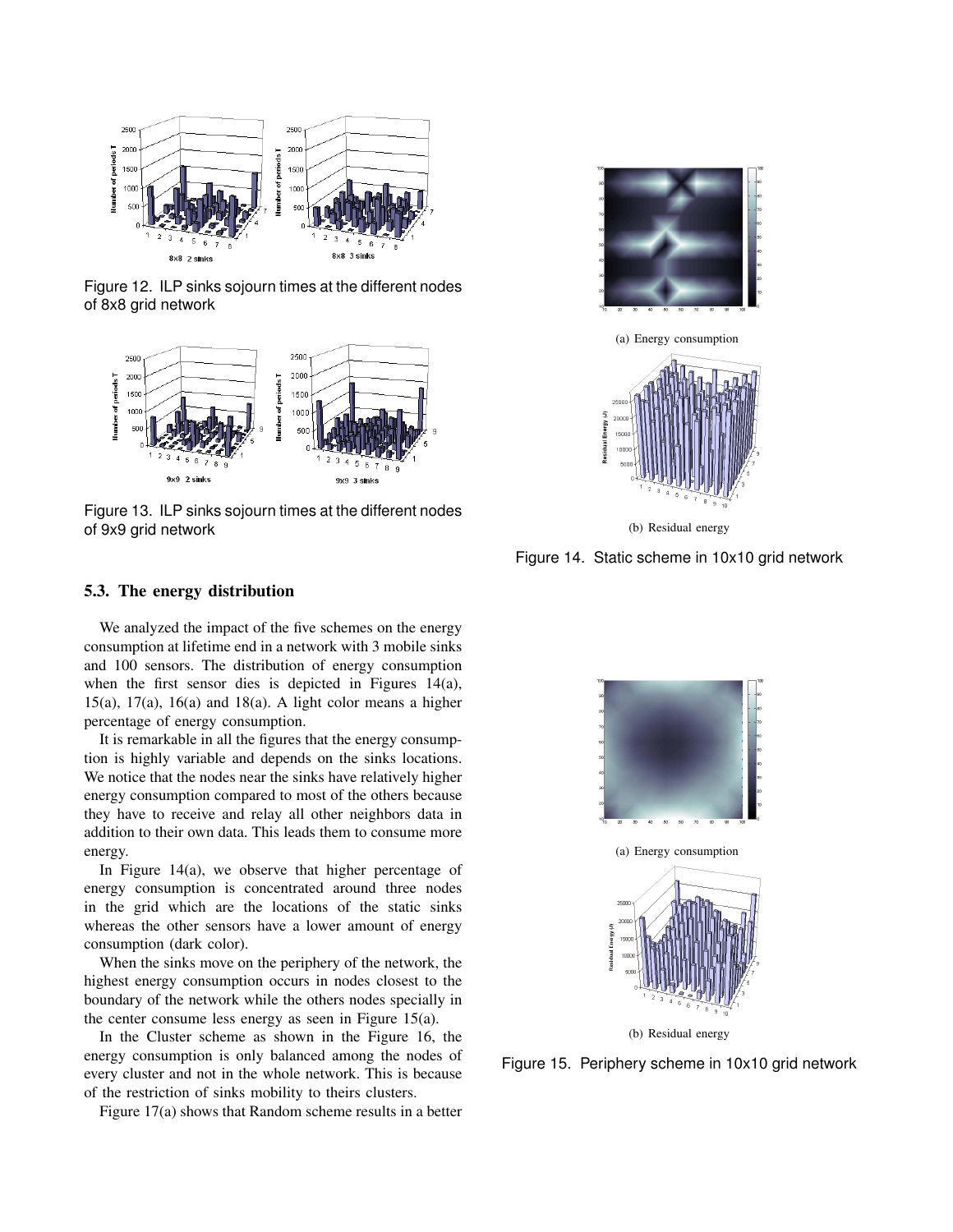Figure 12. ILP sinks sojourn times at the different nodes of 8x8 grid network

Figure 13. ILP sinks sojourn times at the different nodes of 9x9 grid network

(a) Energy consumption

(b) Residual energy

Figure 14. Static scheme in 10x10 grid network

(a) Energy consumption

(b) Residual energy

Figure 15. Periphery scheme in 10x10 grid network

### 5.3. The energy distribution

We analyzed the impact of the five schemes on the energy consumption at lifetime end in a network with 3 mobile sinks and 100 sensors. The distribution of energy consumption when the first sensor dies is depicted in Figures 14(a), 15(a), 17(a), 16(a) and 18(a). A light color means a higher percentage of energy consumption.

It is remarkable in all the figures that the energy consumption is highly variable and depends on the sinks locations. We notice that the nodes near the sinks have relatively higher energy consumption compared to most of the others because they have to receive and relay all other neighbors data in addition to their own data. This leads them to consume more energy.

In Figure 14(a), we observe that higher percentage of energy consumption is concentrated around three nodes in the grid which are the locations of the static sinks whereas the other sensors have a lower amount of energy consumption (dark color).

When the sinks move on the periphery of the network, the highest energy consumption occurs in nodes closest to the boundary of the network while the others nodes specially in the center consume less energy as seen in Figure 15(a).

In the Cluster scheme as shown in the Figure 16, the energy consumption is only balanced among the nodes of every cluster and not in the whole network. This is because of the restriction of sinks mobility to theirs clusters.

Figure 17(a) shows that Random scheme results in a better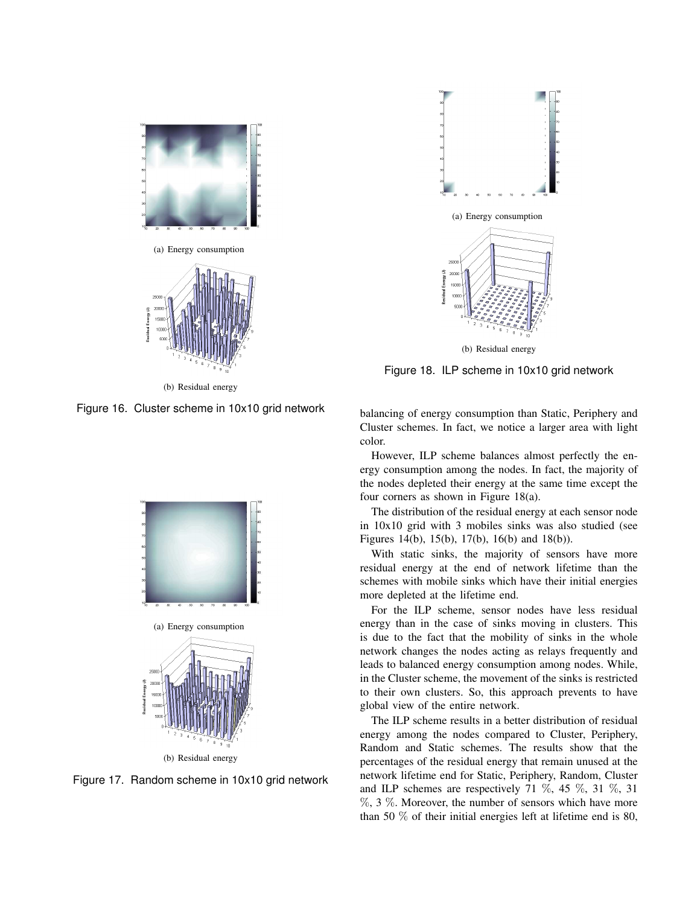(a) Energy consumption

(b) Residual energy

Figure 16. Cluster scheme in 10x10 grid network

(a) Energy consumption

(b) Residual energy

Figure 17. Random scheme in 10x10 grid network

(a) Energy consumption

(b) Residual energy

Figure 18. ILP scheme in 10x10 grid network

balancing of energy consumption than Static, Periphery and Cluster schemes. In fact, we notice a larger area with light color.

However, ILP scheme balances almost perfectly the energy consumption among the nodes. In fact, the majority of the nodes depleted their energy at the same time except the four corners as shown in Figure 18(a).

The distribution of the residual energy at each sensor node in 10x10 grid with 3 mobiles sinks was also studied (see Figures 14(b), 15(b), 17(b), 16(b) and 18(b)).

With static sinks, the majority of sensors have more residual energy at the end of network lifetime than the schemes with mobile sinks which have their initial energies more depleted at the lifetime end.

For the ILP scheme, sensor nodes have less residual energy than in the case of sinks moving in clusters. This is due to the fact that the mobility of sinks in the whole network changes the nodes acting as relays frequently and leads to balanced energy consumption among nodes. While, in the Cluster scheme, the movement of the sinks is restricted to their own clusters. So, this approach prevents to have global view of the entire network.

The ILP scheme results in a better distribution of residual energy among the nodes compared to Cluster, Periphery, Random and Static schemes. The results show that the percentages of the residual energy that remain unused at the network lifetime end for Static, Periphery, Random, Cluster and ILP schemes are respectively 71 %, 45 %, 31 %, 31 %, 3 %. Moreover, the number of sensors which have more than 50 % of their initial energies left at lifetime end is 80,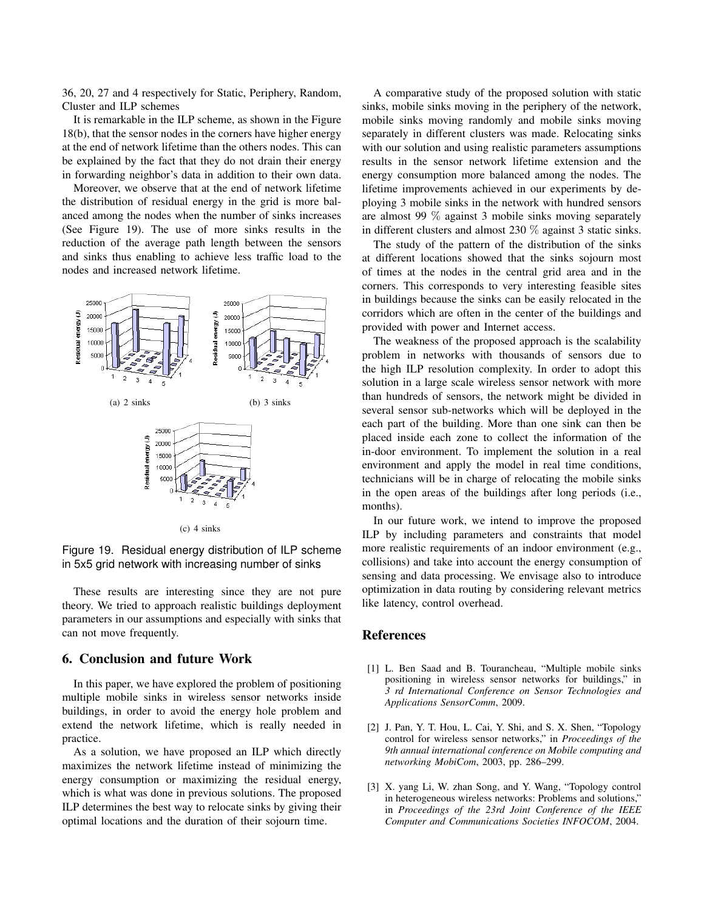36, 20, 27 and 4 respectively for Static, Periphery, Random, Cluster and ILP schemes

It is remarkable in the ILP scheme, as shown in the Figure 18(b), that the sensor nodes in the corners have higher energy at the end of network lifetime than the others nodes. This can be explained by the fact that they do not drain their energy in forwarding neighbor's data in addition to their own data.

Moreover, we observe that at the end of network lifetime the distribution of residual energy in the grid is more balanced among the nodes when the number of sinks increases (See Figure 19). The use of more sinks results in the reduction of the average path length between the sensors and sinks thus enabling to achieve less traffic load to the nodes and increased network lifetime.

(a) 2 sinks

(b) 3 sinks

(c) 4 sinks

Figure 19. Residual energy distribution of ILP scheme in 5x5 grid network with increasing number of sinks

These results are interesting since they are not pure theory. We tried to approach realistic buildings deployment parameters in our assumptions and especially with sinks that can not move frequently.

## 6. Conclusion and future Work

In this paper, we have explored the problem of positioning multiple mobile sinks in wireless sensor networks inside buildings, in order to avoid the energy hole problem and extend the network lifetime, which is really needed in practice.

As a solution, we have proposed an ILP which directly maximizes the network lifetime instead of minimizing the energy consumption or maximizing the residual energy, which is what was done in previous solutions. The proposed ILP determines the best way to relocate sinks by giving their optimal locations and the duration of their sojourn time.

A comparative study of the proposed solution with static sinks, mobile sinks moving in the periphery of the network, mobile sinks moving randomly and mobile sinks moving separately in different clusters was made. Relocating sinks with our solution and using realistic parameters assumptions results in the sensor network lifetime extension and the energy consumption more balanced among the nodes. The lifetime improvements achieved in our experiments by deploying 3 mobile sinks in the network with hundred sensors are almost 99 % against 3 mobile sinks moving separately in different clusters and almost 230 % against 3 static sinks.

The study of the pattern of the distribution of the sinks at different locations showed that the sinks sojourn most of times at the nodes in the central grid area and in the corners. This corresponds to very interesting feasible sites in buildings because the sinks can be easily relocated in the corridors which are often in the center of the buildings and provided with power and Internet access.

The weakness of the proposed approach is the scalability problem in networks with thousands of sensors due to the high ILP resolution complexity. In order to adopt this solution in a large scale wireless sensor network with more than hundreds of sensors, the network might be divided in several sensor sub-networks which will be deployed in the each part of the building. More than one sink can then be placed inside each zone to collect the information of the in-door environment. To implement the solution in a real environment and apply the model in real time conditions, technicians will be in charge of relocating the mobile sinks in the open areas of the buildings after long periods (i.e., months).

In our future work, we intend to improve the proposed ILP by including parameters and constraints that model more realistic requirements of an indoor environment (e.g., collisions) and take into account the energy consumption of sensing and data processing. We envisage also to introduce optimization in data routing by considering relevant metrics like latency, control overhead.

## References

[1] L. Ben Saad and B. Tourancheau, "Multiple mobile sinks positioning in wireless sensor networks for buildings," in *3 rd International Conference on Sensor Technologies and Applications SensorComm*, 2009.

[2] J. Pan, Y. T. Hou, L. Cai, Y. Shi, and S. X. Shen, "Topology control for wireless sensor networks," in *Proceedings of the 9th annual international conference on Mobile computing and networking MobiCom*, 2003, pp. 286–299.

[3] X. yang Li, W. zhan Song, and Y. Wang, "Topology control in heterogeneous wireless networks: Problems and solutions," in *Proceedings of the 23rd Joint Conference of the IEEE Computer and Communications Societies INFOCOM*, 2004.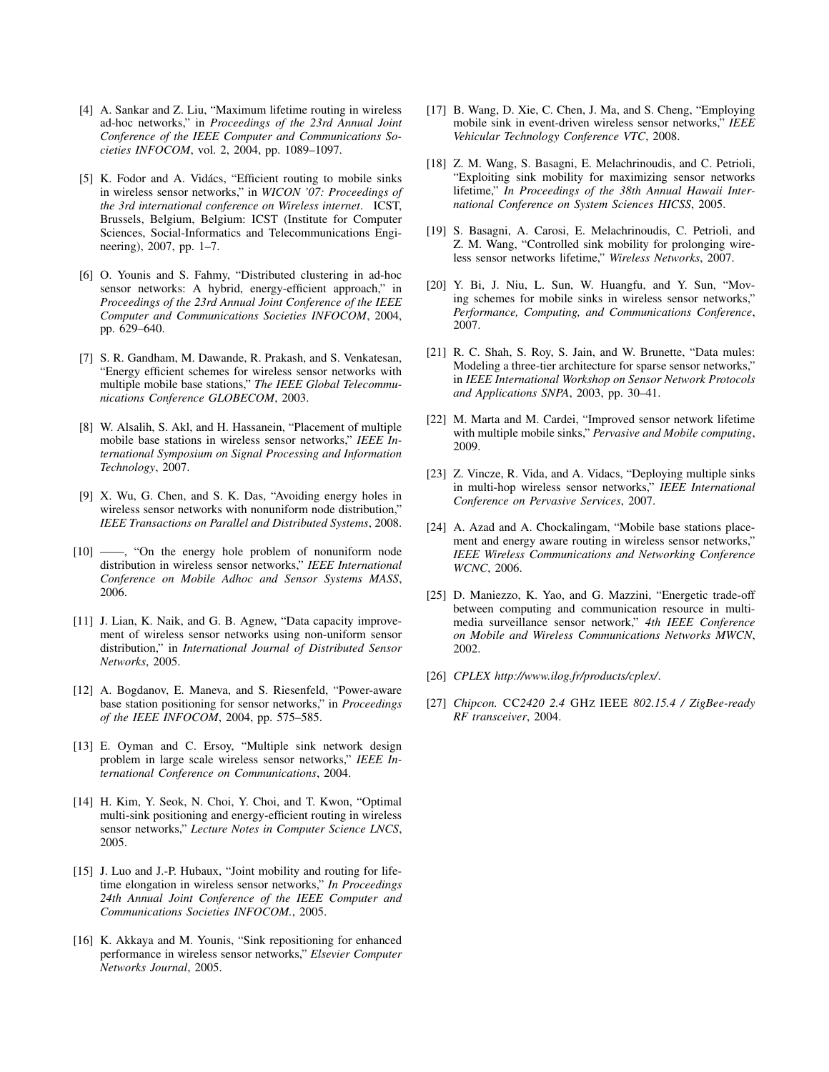[4] A. Sankar and Z. Liu, "Maximum lifetime routing in wireless ad-hoc networks," in *Proceedings of the 23rd Annual Joint Conference of the IEEE Computer and Communications Societies INFOCOM*, vol. 2, 2004, pp. 1089–1097.

[5] K. Fodor and A. Vidács, "Efficient routing to mobile sinks in wireless sensor networks," in *WICON '07: Proceedings of the 3rd international conference on Wireless internet*. ICST, Brussels, Belgium, Belgium: ICST (Institute for Computer Sciences, Social-Informatics and Telecommunications Engineering), 2007, pp. 1–7.

[6] O. Younis and S. Fahmy, "Distributed clustering in ad-hoc sensor networks: A hybrid, energy-efficient approach," in *Proceedings of the 23rd Annual Joint Conference of the IEEE Computer and Communications Societies INFOCOM*, 2004, pp. 629–640.

[7] S. R. Gandham, M. Dawande, R. Prakash, and S. Venkatesan, "Energy efficient schemes for wireless sensor networks with multiple mobile base stations," *The IEEE Global Telecommunications Conference GLOBECOM*, 2003.

[8] W. Alsalih, S. Akl, and H. Hassanein, "Placement of multiple mobile base stations in wireless sensor networks," *IEEE International Symposium on Signal Processing and Information Technology*, 2007.

[9] X. Wu, G. Chen, and S. K. Das, "Avoiding energy holes in wireless sensor networks with nonuniform node distribution," *IEEE Transactions on Parallel and Distributed Systems*, 2008.

[10] ——, "On the energy hole problem of nonuniform node distribution in wireless sensor networks," *IEEE International Conference on Mobile Adhoc and Sensor Systems MASS*, 2006.

[11] J. Lian, K. Naik, and G. B. Agnew, "Data capacity improvement of wireless sensor networks using non-uniform sensor distribution," in *International Journal of Distributed Sensor Networks*, 2005.

[12] A. Bogdanov, E. Maneva, and S. Riesenfeld, "Power-aware base station positioning for sensor networks," in *Proceedings of the IEEE INFOCOM*, 2004, pp. 575–585.

[13] E. Oyman and C. Ersoy, "Multiple sink network design problem in large scale wireless sensor networks," *IEEE International Conference on Communications*, 2004.

[14] H. Kim, Y. Seok, N. Choi, Y. Choi, and T. Kwon, "Optimal multi-sink positioning and energy-efficient routing in wireless sensor networks," *Lecture Notes in Computer Science LNCS*, 2005.

[15] J. Luo and J.-P. Hubaux, "Joint mobility and routing for lifetime elongation in wireless sensor networks," *In Proceedings 24th Annual Joint Conference of the IEEE Computer and Communications Societies INFOCOM.*, 2005.

[16] K. Akkaya and M. Younis, "Sink repositioning for enhanced performance in wireless sensor networks," *Elsevier Computer Networks Journal*, 2005.

[17] B. Wang, D. Xie, C. Chen, J. Ma, and S. Cheng, "Employing mobile sink in event-driven wireless sensor networks," *IEEE Vehicular Technology Conference VTC*, 2008.

[18] Z. M. Wang, S. Basagni, E. Melachrinoudis, and C. Petrioli, "Exploiting sink mobility for maximizing sensor networks lifetime," *In Proceedings of the 38th Annual Hawaii International Conference on System Sciences HICSS*, 2005.

[19] S. Basagni, A. Carosi, E. Melachrinoudis, C. Petrioli, and Z. M. Wang, "Controlled sink mobility for prolonging wireless sensor networks lifetime," *Wireless Networks*, 2007.

[20] Y. Bi, J. Niu, L. Sun, W. Huangfu, and Y. Sun, "Moving schemes for mobile sinks in wireless sensor networks," *Performance, Computing, and Communications Conference*, 2007.

[21] R. C. Shah, S. Roy, S. Jain, and W. Brunette, "Data mules: Modeling a three-tier architecture for sparse sensor networks," in *IEEE International Workshop on Sensor Network Protocols and Applications SNPA*, 2003, pp. 30–41.

[22] M. Marta and M. Cardei, "Improved sensor network lifetime with multiple mobile sinks," *Pervasive and Mobile computing*, 2009.

[23] Z. Vincze, R. Vida, and A. Vidacs, "Deploying multiple sinks in multi-hop wireless sensor networks," *IEEE International Conference on Pervasive Services*, 2007.

[24] A. Azad and A. Chockalingam, "Mobile base stations placement and energy aware routing in wireless sensor networks," *IEEE Wireless Communications and Networking Conference WCNC*, 2006.

[25] D. Maniezzo, K. Yao, and G. Mazzini, "Energetic trade-off between computing and communication resource in multimedia surveillance sensor network," *4th IEEE Conference on Mobile and Wireless Communications Networks MWCN*, 2002.

[26] *CPLEX http://www.ilog.fr/products/cplex/*.

[27] *Chipcon.* CC*2420 2.4* GHz IEEE *802.15.4 / ZigBee-ready RF transceiver*, 2004.